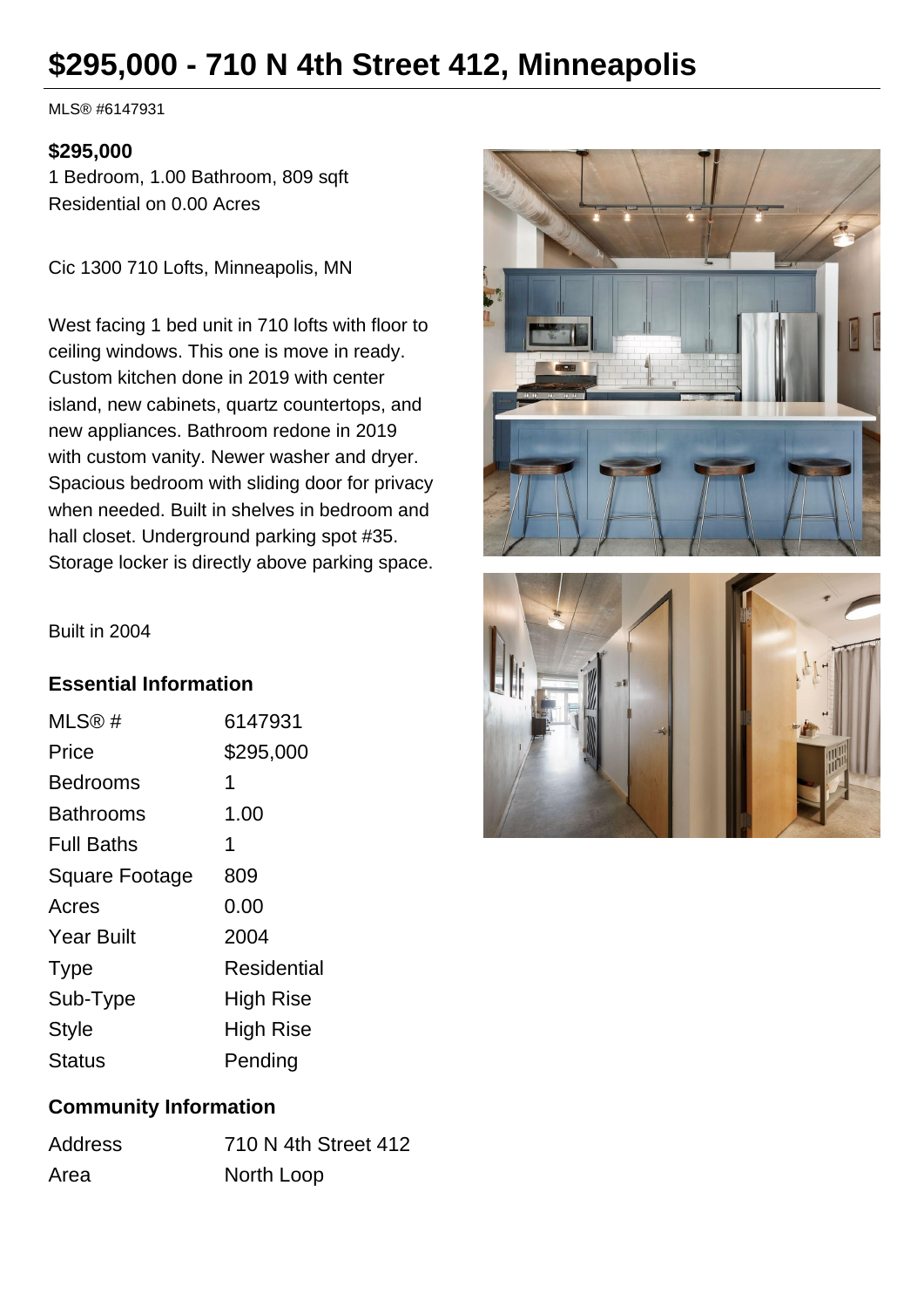# $295,000 - 710 N 4th Street 412, Minneapolis

MLS® #6147931

**$295,000**
1 Bedroom, 1.00 Bathroom, 809 sqft
Residential on 0.00 Acres

Cic 1300 710 Lofts, Minneapolis, MN

West facing 1 bed unit in 710 lofts with floor to ceiling windows. This one is move in ready. Custom kitchen done in 2019 with center island, new cabinets, quartz countertops, and new appliances. Bathroom redone in 2019 with custom vanity. Newer washer and dryer. Spacious bedroom with sliding door for privacy when needed. Built in shelves in bedroom and hall closet. Underground parking spot #35. Storage locker is directly above parking space.

Built in 2004

## Essential Information

| | |
|---|---|
| MLS® # | 6147931 |
| Price | $295,000 |
| Bedrooms | 1 |
| Bathrooms | 1.00 |
| Full Baths | 1 |
| Square Footage | 809 |
| Acres | 0.00 |
| Year Built | 2004 |
| Type | Residential |
| Sub-Type | High Rise |
| Style | High Rise |
| Status | Pending |

## Community Information

| | |
|---|---|
| Address | 710 N 4th Street 412 |
| Area | North Loop |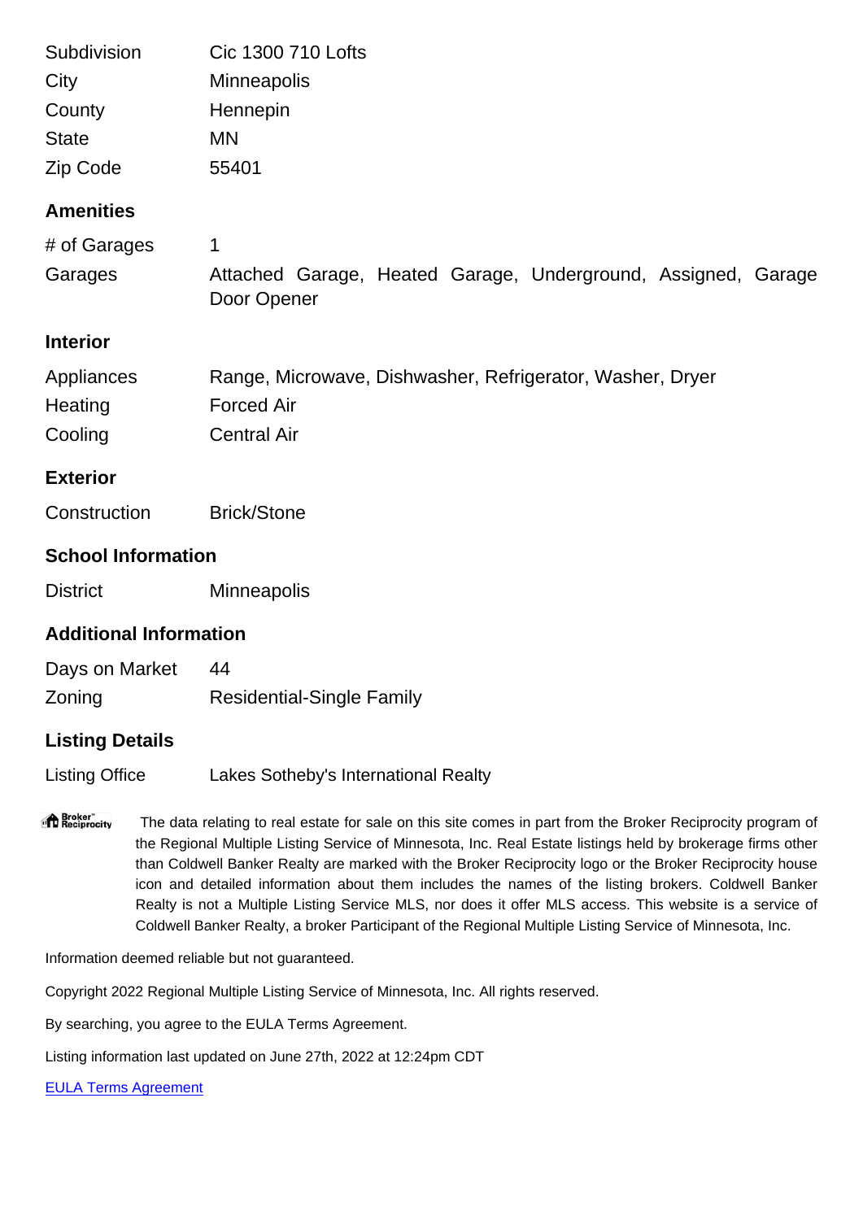| | |
|---|---|
| Subdivision | Cic 1300 710 Lofts |
| City | Minneapolis |
| County | Hennepin |
| State | MN |
| Zip Code | 55401 |

### Amenities

| | |
|---|---|
| # of Garages | 1 |
| Garages | Attached Garage, Heated Garage, Underground, Assigned, Garage Door Opener |

### Interior

| | |
|---|---|
| Appliances | Range, Microwave, Dishwasher, Refrigerator, Washer, Dryer |
| Heating | Forced Air |
| Cooling | Central Air |

### Exterior

| | |
|---|---|
| Construction | Brick/Stone |

### School Information

| | |
|---|---|
| District | Minneapolis |

### Additional Information

| | |
|---|---|
| Days on Market | 44 |
| Zoning | Residential-Single Family |

### Listing Details

| | |
|---|---|
| Listing Office | Lakes Sotheby's International Realty |

Broker Reciprocity The data relating to real estate for sale on this site comes in part from the Broker Reciprocity program of the Regional Multiple Listing Service of Minnesota, Inc. Real Estate listings held by brokerage firms other than Coldwell Banker Realty are marked with the Broker Reciprocity logo or the Broker Reciprocity house icon and detailed information about them includes the names of the listing brokers. Coldwell Banker Realty is not a Multiple Listing Service MLS, nor does it offer MLS access. This website is a service of Coldwell Banker Realty, a broker Participant of the Regional Multiple Listing Service of Minnesota, Inc.

Information deemed reliable but not guaranteed.

Copyright 2022 Regional Multiple Listing Service of Minnesota, Inc. All rights reserved.

By searching, you agree to the EULA Terms Agreement.

Listing information last updated on June 27th, 2022 at 12:24pm CDT

EULA Terms Agreement